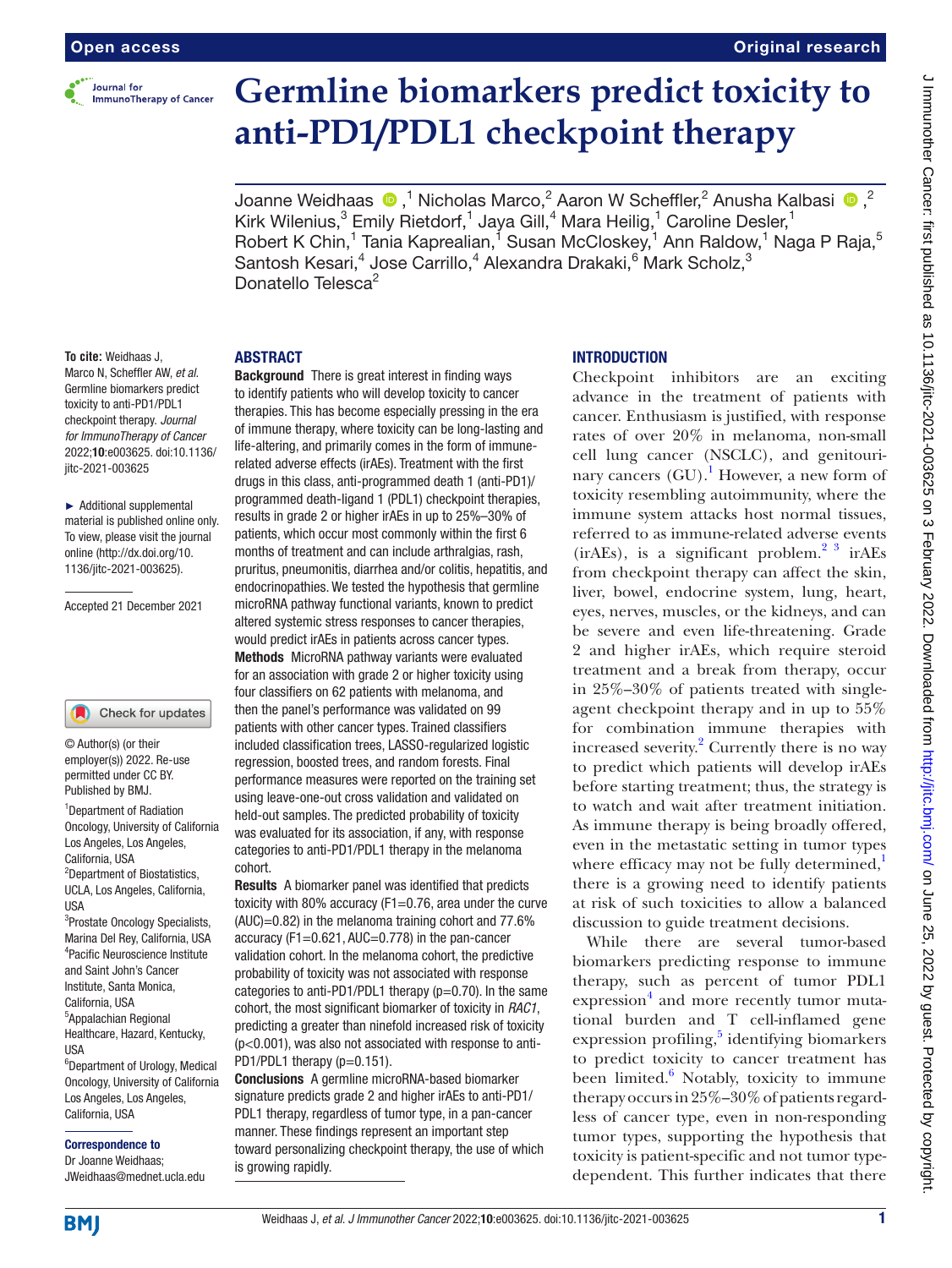# Germline biomarkers predict toxicity to anti-PD1/PDL1 checkpoint therapy

Joanne Weidhaas ,[1] Nicholas Marco,[2] Aaron W Scheffler,[2] Anusha Kalbasi ,[2] Kirk Wilenius,[3] Emily Rietdorf,[1] Jaya Gill,[4] Mara Heilig,[1] Caroline Desler,[1] Robert K Chin,[1] Tania Kaprealian,[1] Susan McCloskey,[1] Ann Raldow,[1] Naga P Raja,[5] Santosh Kesari,[4] Jose Carrillo,[4] Alexandra Drakaki,[6] Mark Scholz,[3] Donatello Telesca[2]

**To cite:** Weidhaas J, Marco N, Scheffler AW, *et al*. Germline biomarkers predict toxicity to anti-PD1/PDL1 checkpoint therapy. *Journal for ImmunoTherapy of Cancer* 2022;**10**:e003625. doi:10.1136/jitc-2021-003625

► Additional supplemental material is published online only. To view, please visit the journal online (http://dx.doi.org/10.1136/jitc-2021-003625).

Accepted 21 December 2021

© Author(s) (or their employer(s)) 2022. Re-use permitted under CC BY. Published by BMJ.

[1]Department of Radiation Oncology, University of California Los Angeles, Los Angeles, California, USA
[2]Department of Biostatistics, UCLA, Los Angeles, California, USA
[3]Prostate Oncology Specialists, Marina Del Rey, California, USA
[4]Pacific Neuroscience Institute and Saint John's Cancer Institute, Santa Monica, California, USA
[5]Appalachian Regional Healthcare, Hazard, Kentucky, USA
[6]Department of Urology, Medical Oncology, University of California Los Angeles, Los Angeles, California, USA

**Correspondence to**
Dr Joanne Weidhaas;
JWeidhaas@mednet.ucla.edu

## ABSTRACT

**Background** There is great interest in finding ways to identify patients who will develop toxicity to cancer therapies. This has become especially pressing in the era of immune therapy, where toxicity can be long-lasting and life-altering, and primarily comes in the form of immune-related adverse effects (irAEs). Treatment with the first drugs in this class, anti-programmed death 1 (anti-PD1)/programmed death-ligand 1 (PDL1) checkpoint therapies, results in grade 2 or higher irAEs in up to 25%–30% of patients, which occur most commonly within the first 6 months of treatment and can include arthralgias, rash, pruritus, pneumonitis, diarrhea and/or colitis, hepatitis, and endocrinopathies. We tested the hypothesis that germline microRNA pathway functional variants, known to predict altered systemic stress responses to cancer therapies, would predict irAEs in patients across cancer types.

**Methods** MicroRNA pathway variants were evaluated for an association with grade 2 or higher toxicity using four classifiers on 62 patients with melanoma, and then the panel's performance was validated on 99 patients with other cancer types. Trained classifiers included classification trees, LASSO-regularized logistic regression, boosted trees, and random forests. Final performance measures were reported on the training set using leave-one-out cross validation and validated on held-out samples. The predicted probability of toxicity was evaluated for its association, if any, with response categories to anti-PD1/PDL1 therapy in the melanoma cohort.

**Results** A biomarker panel was identified that predicts toxicity with 80% accuracy (F1=0.76, area under the curve (AUC)=0.82) in the melanoma training cohort and 77.6% accuracy (F1=0.621, AUC=0.778) in the pan-cancer validation cohort. In the melanoma cohort, the predictive probability of toxicity was not associated with response categories to anti-PD1/PDL1 therapy (p=0.70). In the same cohort, the most significant biomarker of toxicity in *RAC1*, predicting a greater than ninefold increased risk of toxicity (p<0.001), was also not associated with response to anti-PD1/PDL1 therapy (p=0.151).

**Conclusions** A germline microRNA-based biomarker signature predicts grade 2 and higher irAEs to anti-PD1/PDL1 therapy, regardless of tumor type, in a pan-cancer manner. These findings represent an important step toward personalizing checkpoint therapy, the use of which is growing rapidly.

## INTRODUCTION

Checkpoint inhibitors are an exciting advance in the treatment of patients with cancer. Enthusiasm is justified, with response rates of over 20% in melanoma, non-small cell lung cancer (NSCLC), and genitourinary cancers (GU).[1] However, a new form of toxicity resembling autoimmunity, where the immune system attacks host normal tissues, referred to as immune-related adverse events (irAEs), is a significant problem.[2 3] irAEs from checkpoint therapy can affect the skin, liver, bowel, endocrine system, lung, heart, eyes, nerves, muscles, or the kidneys, and can be severe and even life-threatening. Grade 2 and higher irAEs, which require steroid treatment and a break from therapy, occur in 25%–30% of patients treated with single-agent checkpoint therapy and in up to 55% for combination immune therapies with increased severity.[2] Currently there is no way to predict which patients will develop irAEs before starting treatment; thus, the strategy is to watch and wait after treatment initiation. As immune therapy is being broadly offered, even in the metastatic setting in tumor types where efficacy may not be fully determined,[1] there is a growing need to identify patients at risk of such toxicities to allow a balanced discussion to guide treatment decisions.

While there are several tumor-based biomarkers predicting response to immune therapy, such as percent of tumor PDL1 expression[4] and more recently tumor mutational burden and T cell-inflamed gene expression profiling,[5] identifying biomarkers to predict toxicity to cancer treatment has been limited.[6] Notably, toxicity to immune therapy occurs in 25%–30% of patients regardless of cancer type, even in non-responding tumor types, supporting the hypothesis that toxicity is patient-specific and not tumor type-dependent. This further indicates that there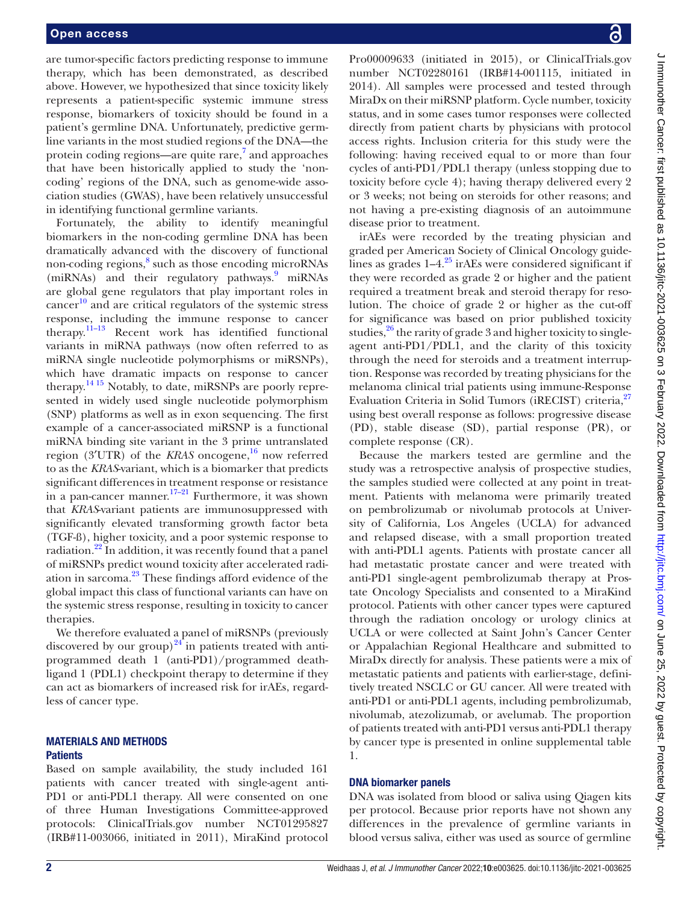are tumor-specific factors predicting response to immune therapy, which has been demonstrated, as described above. However, we hypothesized that since toxicity likely represents a patient-specific systemic immune stress response, biomarkers of toxicity should be found in a patient's germline DNA. Unfortunately, predictive germline variants in the most studied regions of the DNA—the protein coding regions—are quite rare,[7] and approaches that have been historically applied to study the 'non-coding' regions of the DNA, such as genome-wide association studies (GWAS), have been relatively unsuccessful in identifying functional germline variants.

Fortunately, the ability to identify meaningful biomarkers in the non-coding germline DNA has been dramatically advanced with the discovery of functional non-coding regions,[8] such as those encoding microRNAs (miRNAs) and their regulatory pathways.[9] miRNAs are global gene regulators that play important roles in cancer[10] and are critical regulators of the systemic stress response, including the immune response to cancer therapy.[11–13] Recent work has identified functional variants in miRNA pathways (now often referred to as miRNA single nucleotide polymorphisms or miRSNPs), which have dramatic impacts on response to cancer therapy.[14 15] Notably, to date, miRSNPs are poorly represented in widely used single nucleotide polymorphism (SNP) platforms as well as in exon sequencing. The first example of a cancer-associated miRSNP is a functional miRNA binding site variant in the 3 prime untranslated region (3′UTR) of the *KRAS* oncogene,[16] now referred to as the *KRAS*-variant, which is a biomarker that predicts significant differences in treatment response or resistance in a pan-cancer manner.[17–21] Furthermore, it was shown that *KRAS*-variant patients are immunosuppressed with significantly elevated transforming growth factor beta (TGF-ß), higher toxicity, and a poor systemic response to radiation.[22] In addition, it was recently found that a panel of miRSNPs predict wound toxicity after accelerated radiation in sarcoma.[23] These findings afford evidence of the global impact this class of functional variants can have on the systemic stress response, resulting in toxicity to cancer therapies.

We therefore evaluated a panel of miRSNPs (previously discovered by our group)[24] in patients treated with anti-programmed death 1 (anti-PD1)/programmed death-ligand 1 (PDL1) checkpoint therapy to determine if they can act as biomarkers of increased risk for irAEs, regardless of cancer type.

## MATERIALS AND METHODS

### Patients

Based on sample availability, the study included 161 patients with cancer treated with single-agent anti-PD1 or anti-PDL1 therapy. All were consented on one of three Human Investigations Committee-approved protocols: ClinicalTrials.gov number NCT01295827 (IRB#11-003066, initiated in 2011), MiraKind protocol Pro00009633 (initiated in 2015), or ClinicalTrials.gov number NCT02280161 (IRB#14-001115, initiated in 2014). All samples were processed and tested through MiraDx on their miRSNP platform. Cycle number, toxicity status, and in some cases tumor responses were collected directly from patient charts by physicians with protocol access rights. Inclusion criteria for this study were the following: having received equal to or more than four cycles of anti-PD1/PDL1 therapy (unless stopping due to toxicity before cycle 4); having therapy delivered every 2 or 3 weeks; not being on steroids for other reasons; and not having a pre-existing diagnosis of an autoimmune disease prior to treatment.

irAEs were recorded by the treating physician and graded per American Society of Clinical Oncology guidelines as grades 1–4.[25] irAEs were considered significant if they were recorded as grade 2 or higher and the patient required a treatment break and steroid therapy for resolution. The choice of grade 2 or higher as the cut-off for significance was based on prior published toxicity studies,[26] the rarity of grade 3 and higher toxicity to single-agent anti-PD1/PDL1, and the clarity of this toxicity through the need for steroids and a treatment interruption. Response was recorded by treating physicians for the melanoma clinical trial patients using immune-Response Evaluation Criteria in Solid Tumors (iRECIST) criteria,[27] using best overall response as follows: progressive disease (PD), stable disease (SD), partial response (PR), or complete response (CR).

Because the markers tested are germline and the study was a retrospective analysis of prospective studies, the samples studied were collected at any point in treatment. Patients with melanoma were primarily treated on pembrolizumab or nivolumab protocols at University of California, Los Angeles (UCLA) for advanced and relapsed disease, with a small proportion treated with anti-PDL1 agents. Patients with prostate cancer all had metastatic prostate cancer and were treated with anti-PD1 single-agent pembrolizumab therapy at Prostate Oncology Specialists and consented to a MiraKind protocol. Patients with other cancer types were captured through the radiation oncology or urology clinics at UCLA or were collected at Saint John's Cancer Center or Appalachian Regional Healthcare and submitted to MiraDx directly for analysis. These patients were a mix of metastatic patients and patients with earlier-stage, definitively treated NSCLC or GU cancer. All were treated with anti-PD1 or anti-PDL1 agents, including pembrolizumab, nivolumab, atezolizumab, or avelumab. The proportion of patients treated with anti-PD1 versus anti-PDL1 therapy by cancer type is presented in online supplemental table 1.

### DNA biomarker panels

DNA was isolated from blood or saliva using Qiagen kits per protocol. Because prior reports have not shown any differences in the prevalence of germline variants in blood versus saliva, either was used as source of germline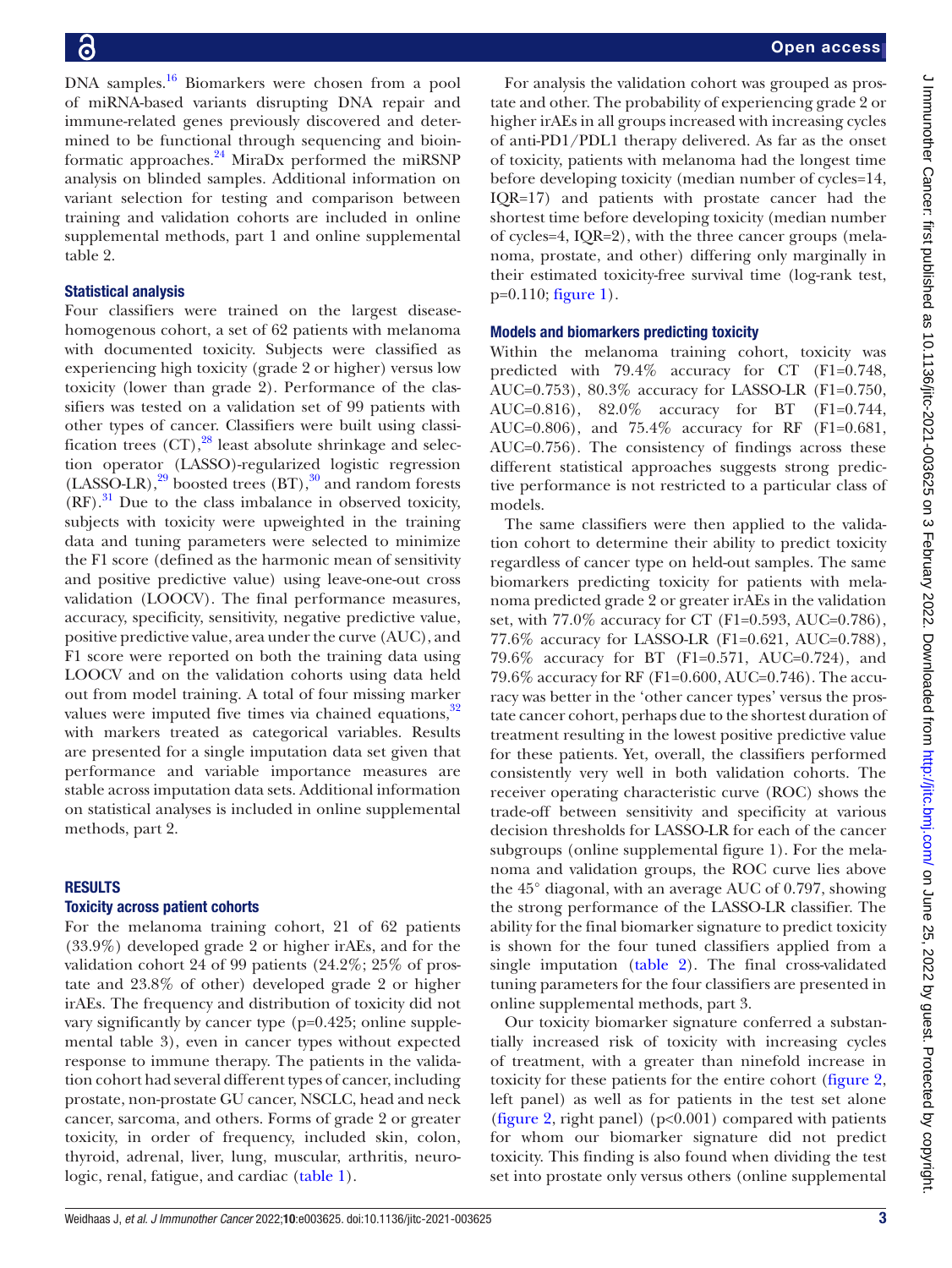DNA samples.[16] Biomarkers were chosen from a pool of miRNA-based variants disrupting DNA repair and immune-related genes previously discovered and determined to be functional through sequencing and bioinformatic approaches.[24] MiraDx performed the miRSNP analysis on blinded samples. Additional information on variant selection for testing and comparison between training and validation cohorts are included in online supplemental methods, part 1 and online supplemental table 2.

### Statistical analysis

Four classifiers were trained on the largest disease-homogenous cohort, a set of 62 patients with melanoma with documented toxicity. Subjects were classified as experiencing high toxicity (grade 2 or higher) versus low toxicity (lower than grade 2). Performance of the classifiers was tested on a validation set of 99 patients with other types of cancer. Classifiers were built using classification trees (CT),[28] least absolute shrinkage and selection operator (LASSO)-regularized logistic regression (LASSO-LR),[29] boosted trees (BT),[30] and random forests (RF).[31] Due to the class imbalance in observed toxicity, subjects with toxicity were upweighted in the training data and tuning parameters were selected to minimize the F1 score (defined as the harmonic mean of sensitivity and positive predictive value) using leave-one-out cross validation (LOOCV). The final performance measures, accuracy, specificity, sensitivity, negative predictive value, positive predictive value, area under the curve (AUC), and F1 score were reported on both the training data using LOOCV and on the validation cohorts using data held out from model training. A total of four missing marker values were imputed five times via chained equations,[32] with markers treated as categorical variables. Results are presented for a single imputation data set given that performance and variable importance measures are stable across imputation data sets. Additional information on statistical analyses is included in online supplemental methods, part 2.

## RESULTS

### Toxicity across patient cohorts

For the melanoma training cohort, 21 of 62 patients (33.9%) developed grade 2 or higher irAEs, and for the validation cohort 24 of 99 patients (24.2%; 25% of prostate and 23.8% of other) developed grade 2 or higher irAEs. The frequency and distribution of toxicity did not vary significantly by cancer type (p=0.425; online supplemental table 3), even in cancer types without expected response to immune therapy. The patients in the validation cohort had several different types of cancer, including prostate, non-prostate GU cancer, NSCLC, head and neck cancer, sarcoma, and others. Forms of grade 2 or greater toxicity, in order of frequency, included skin, colon, thyroid, adrenal, liver, lung, muscular, arthritis, neurologic, renal, fatigue, and cardiac (table 1).

For analysis the validation cohort was grouped as prostate and other. The probability of experiencing grade 2 or higher irAEs in all groups increased with increasing cycles of anti-PD1/PDL1 therapy delivered. As far as the onset of toxicity, patients with melanoma had the longest time before developing toxicity (median number of cycles=14, IQR=17) and patients with prostate cancer had the shortest time before developing toxicity (median number of cycles=4, IQR=2), with the three cancer groups (melanoma, prostate, and other) differing only marginally in their estimated toxicity-free survival time (log-rank test, p=0.110; figure 1).

### Models and biomarkers predicting toxicity

Within the melanoma training cohort, toxicity was predicted with 79.4% accuracy for CT (F1=0.748, AUC=0.753), 80.3% accuracy for LASSO-LR (F1=0.750, AUC=0.816), 82.0% accuracy for BT (F1=0.744, AUC=0.806), and 75.4% accuracy for RF (F1=0.681, AUC=0.756). The consistency of findings across these different statistical approaches suggests strong predictive performance is not restricted to a particular class of models.

The same classifiers were then applied to the validation cohort to determine their ability to predict toxicity regardless of cancer type on held-out samples. The same biomarkers predicting toxicity for patients with melanoma predicted grade 2 or greater irAEs in the validation set, with 77.0% accuracy for CT (F1=0.593, AUC=0.786), 77.6% accuracy for LASSO-LR (F1=0.621, AUC=0.788), 79.6% accuracy for BT (F1=0.571, AUC=0.724), and 79.6% accuracy for RF (F1=0.600, AUC=0.746). The accuracy was better in the 'other cancer types' versus the prostate cancer cohort, perhaps due to the shortest duration of treatment resulting in the lowest positive predictive value for these patients. Yet, overall, the classifiers performed consistently very well in both validation cohorts. The receiver operating characteristic curve (ROC) shows the trade-off between sensitivity and specificity at various decision thresholds for LASSO-LR for each of the cancer subgroups (online supplemental figure 1). For the melanoma and validation groups, the ROC curve lies above the 45° diagonal, with an average AUC of 0.797, showing the strong performance of the LASSO-LR classifier. The ability for the final biomarker signature to predict toxicity is shown for the four tuned classifiers applied from a single imputation (table 2). The final cross-validated tuning parameters for the four classifiers are presented in online supplemental methods, part 3.

Our toxicity biomarker signature conferred a substantially increased risk of toxicity with increasing cycles of treatment, with a greater than ninefold increase in toxicity for these patients for the entire cohort (figure 2, left panel) as well as for patients in the test set alone (figure 2, right panel) (p<0.001) compared with patients for whom our biomarker signature did not predict toxicity. This finding is also found when dividing the test set into prostate only versus others (online supplemental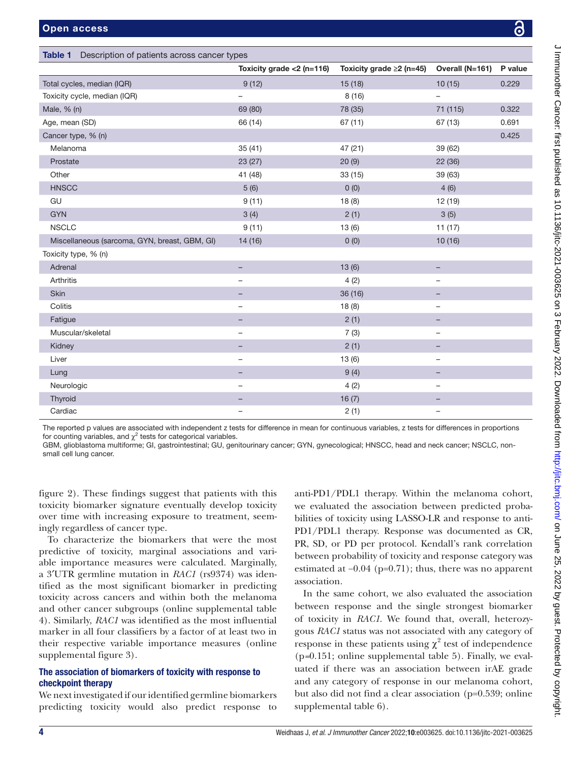**Table 1** Description of patients across cancer types

| | Toxicity grade <2 (n=116) | Toxicity grade ≥2 (n=45) | Overall (N=161) | P value |
|---|---|---|---|---|
| Total cycles, median (IQR) | 9 (12) | 15 (18) | 10 (15) | 0.229 |
| Toxicity cycle, median (IQR) | – | 8 (16) | – | |
| Male, % (n) | 69 (80) | 78 (35) | 71 (115) | 0.322 |
| Age, mean (SD) | 66 (14) | 67 (11) | 67 (13) | 0.691 |
| Cancer type, % (n) | | | | 0.425 |
| Melanoma | 35 (41) | 47 (21) | 39 (62) | |
| Prostate | 23 (27) | 20 (9) | 22 (36) | |
| Other | 41 (48) | 33 (15) | 39 (63) | |
| HNSCC | 5 (6) | 0 (0) | 4 (6) | |
| GU | 9 (11) | 18 (8) | 12 (19) | |
| GYN | 3 (4) | 2 (1) | 3 (5) | |
| NSCLC | 9 (11) | 13 (6) | 11 (17) | |
| Miscellaneous (sarcoma, GYN, breast, GBM, GI) | 14 (16) | 0 (0) | 10 (16) | |
| Toxicity type, % (n) | | | | |
| Adrenal | – | 13 (6) | – | |
| Arthritis | – | 4 (2) | – | |
| Skin | – | 36 (16) | – | |
| Colitis | – | 18 (8) | – | |
| Fatigue | – | 2 (1) | – | |
| Muscular/skeletal | – | 7 (3) | – | |
| Kidney | – | 2 (1) | – | |
| Liver | – | 13 (6) | – | |
| Lung | – | 9 (4) | – | |
| Neurologic | – | 4 (2) | – | |
| Thyroid | – | 16 (7) | – | |
| Cardiac | – | 2 (1) | – | |

The reported p values are associated with independent z tests for difference in mean for continuous variables, z tests for differences in proportions for counting variables, and $\chi^2$ tests for categorical variables.
GBM, glioblastoma multiforme; GI, gastrointestinal; GU, genitourinary cancer; GYN, gynecological; HNSCC, head and neck cancer; NSCLC, non-small cell lung cancer.

figure 2). These findings suggest that patients with this toxicity biomarker signature eventually develop toxicity over time with increasing exposure to treatment, seemingly regardless of cancer type.

To characterize the biomarkers that were the most predictive of toxicity, marginal associations and variable importance measures were calculated. Marginally, a 3′UTR germline mutation in *RAC1* (rs9374) was identified as the most significant biomarker in predicting toxicity across cancers and within both the melanoma and other cancer subgroups (online supplemental table 4). Similarly, *RAC1* was identified as the most influential marker in all four classifiers by a factor of at least two in their respective variable importance measures (online supplemental figure 3).

### The association of biomarkers of toxicity with response to checkpoint therapy

We next investigated if our identified germline biomarkers predicting toxicity would also predict response to anti-PD1/PDL1 therapy. Within the melanoma cohort, we evaluated the association between predicted probabilities of toxicity using LASSO-LR and response to anti-PD1/PDL1 therapy. Response was documented as CR, PR, SD, or PD per protocol. Kendall's rank correlation between probability of toxicity and response category was estimated at −0.04 (p=0.71); thus, there was no apparent association.

In the same cohort, we also evaluated the association between response and the single strongest biomarker of toxicity in *RAC1*. We found that, overall, heterozygous *RAC1* status was not associated with any category of response in these patients using $\chi^2$ test of independence (p=0.151; online supplemental table 5). Finally, we evaluated if there was an association between irAE grade and any category of response in our melanoma cohort, but also did not find a clear association (p=0.539; online supplemental table 6).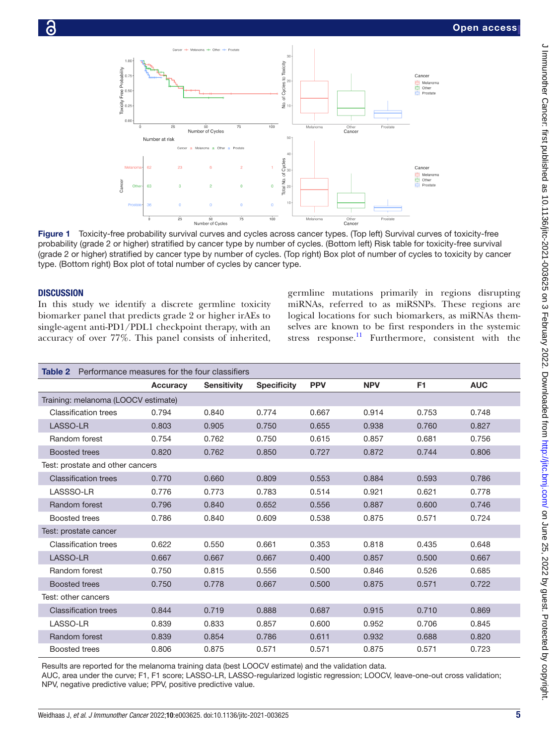Figure 1 Toxicity-free probability survival curves and cycles across cancer types. (Top left) Survival curves of toxicity-free probability (grade 2 or higher) stratified by cancer type by number of cycles. (Bottom left) Risk table for toxicity-free survival (grade 2 or higher) stratified by cancer type by number of cycles. (Top right) Box plot of number of cycles to toxicity by cancer type. (Bottom right) Box plot of total number of cycles by cancer type.

## DISCUSSION

In this study we identify a discrete germline toxicity biomarker panel that predicts grade 2 or higher irAEs to single-agent anti-PD1/PDL1 checkpoint therapy, with an accuracy of over 77%. This panel consists of inherited, germline mutations primarily in regions disrupting miRNAs, referred to as miRSNPs. These regions are logical locations for such biomarkers, as miRNAs themselves are known to be first responders in the systemic stress response.[11] Furthermore, consistent with the

**Table 2** Performance measures for the four classifiers

| | Accuracy | Sensitivity | Specificity | PPV | NPV | F1 | AUC |
|---|---|---|---|---|---|---|---|
| Training: melanoma (LOOCV estimate) | | | | | | | |
| Classification trees | 0.794 | 0.840 | 0.774 | 0.667 | 0.914 | 0.753 | 0.748 |
| LASSO-LR | 0.803 | 0.905 | 0.750 | 0.655 | 0.938 | 0.760 | 0.827 |
| Random forest | 0.754 | 0.762 | 0.750 | 0.615 | 0.857 | 0.681 | 0.756 |
| Boosted trees | 0.820 | 0.762 | 0.850 | 0.727 | 0.872 | 0.744 | 0.806 |
| Test: prostate and other cancers | | | | | | | |
| Classification trees | 0.770 | 0.660 | 0.809 | 0.553 | 0.884 | 0.593 | 0.786 |
| LASSSO-LR | 0.776 | 0.773 | 0.783 | 0.514 | 0.921 | 0.621 | 0.778 |
| Random forest | 0.796 | 0.840 | 0.652 | 0.556 | 0.887 | 0.600 | 0.746 |
| Boosted trees | 0.786 | 0.840 | 0.609 | 0.538 | 0.875 | 0.571 | 0.724 |
| Test: prostate cancer | | | | | | | |
| Classification trees | 0.622 | 0.550 | 0.661 | 0.353 | 0.818 | 0.435 | 0.648 |
| LASSO-LR | 0.667 | 0.667 | 0.667 | 0.400 | 0.857 | 0.500 | 0.667 |
| Random forest | 0.750 | 0.815 | 0.556 | 0.500 | 0.846 | 0.526 | 0.685 |
| Boosted trees | 0.750 | 0.778 | 0.667 | 0.500 | 0.875 | 0.571 | 0.722 |
| Test: other cancers | | | | | | | |
| Classification trees | 0.844 | 0.719 | 0.888 | 0.687 | 0.915 | 0.710 | 0.869 |
| LASSO-LR | 0.839 | 0.833 | 0.857 | 0.600 | 0.952 | 0.706 | 0.845 |
| Random forest | 0.839 | 0.854 | 0.786 | 0.611 | 0.932 | 0.688 | 0.820 |
| Boosted trees | 0.806 | 0.875 | 0.571 | 0.571 | 0.875 | 0.571 | 0.723 |

Results are reported for the melanoma training data (best LOOCV estimate) and the validation data.
AUC, area under the curve; F1, F1 score; LASSO-LR, LASSO-regularized logistic regression; LOOCV, leave-one-out cross validation; NPV, negative predictive value; PPV, positive predictive value.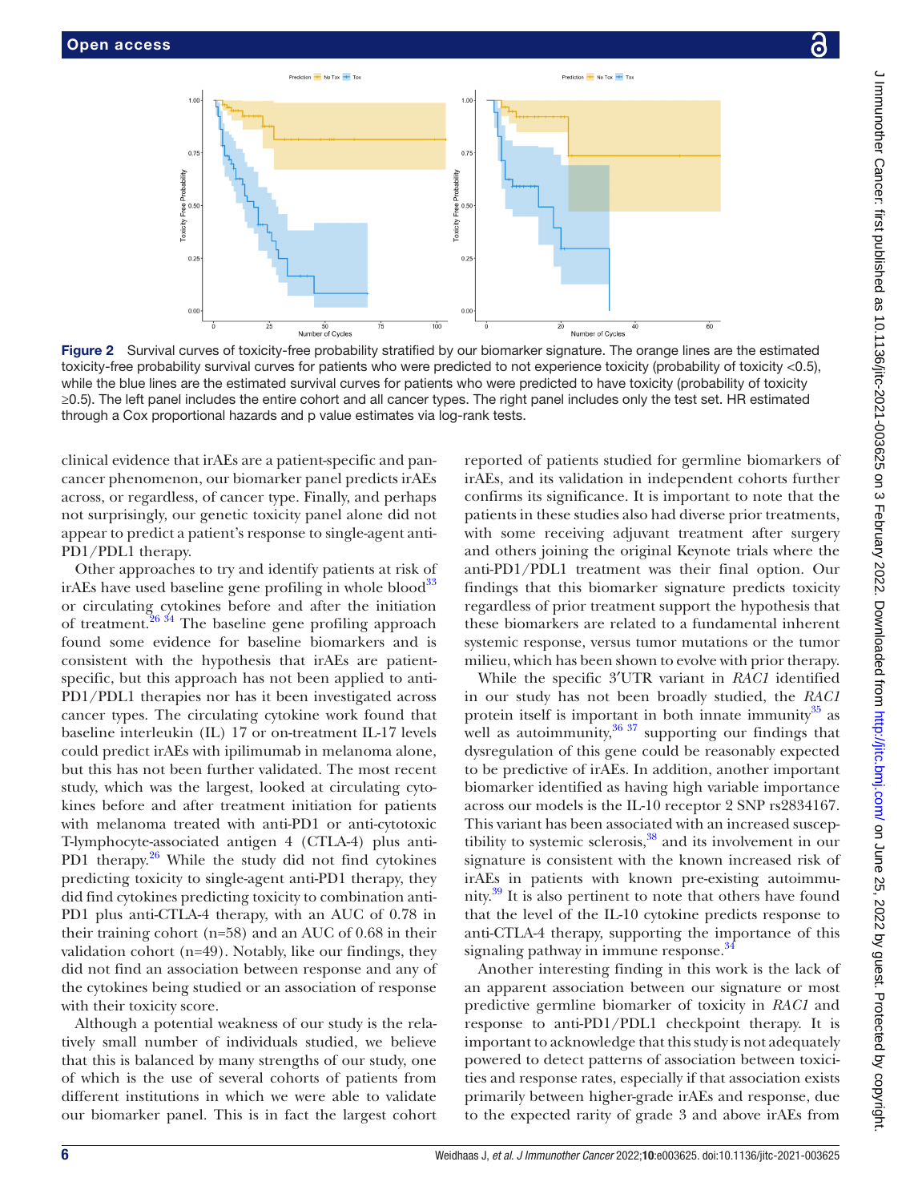Figure 2 Survival curves of toxicity-free probability stratified by our biomarker signature. The orange lines are the estimated toxicity-free probability survival curves for patients who were predicted to not experience toxicity (probability of toxicity <0.5), while the blue lines are the estimated survival curves for patients who were predicted to have toxicity (probability of toxicity ≥0.5). The left panel includes the entire cohort and all cancer types. The right panel includes only the test set. HR estimated through a Cox proportional hazards and p value estimates via log-rank tests.

clinical evidence that irAEs are a patient-specific and pan-cancer phenomenon, our biomarker panel predicts irAEs across, or regardless, of cancer type. Finally, and perhaps not surprisingly, our genetic toxicity panel alone did not appear to predict a patient's response to single-agent anti-PD1/PDL1 therapy.

Other approaches to try and identify patients at risk of irAEs have used baseline gene profiling in whole blood[33] or circulating cytokines before and after the initiation of treatment.[26 34] The baseline gene profiling approach found some evidence for baseline biomarkers and is consistent with the hypothesis that irAEs are patient-specific, but this approach has not been applied to anti-PD1/PDL1 therapies nor has it been investigated across cancer types. The circulating cytokine work found that baseline interleukin (IL) 17 or on-treatment IL-17 levels could predict irAEs with ipilimumab in melanoma alone, but this has not been further validated. The most recent study, which was the largest, looked at circulating cytokines before and after treatment initiation for patients with melanoma treated with anti-PD1 or anti-cytotoxic T-lymphocyte-associated antigen 4 (CTLA-4) plus anti-PD1 therapy.[26] While the study did not find cytokines predicting toxicity to single-agent anti-PD1 therapy, they did find cytokines predicting toxicity to combination anti-PD1 plus anti-CTLA-4 therapy, with an AUC of 0.78 in their training cohort (n=58) and an AUC of 0.68 in their validation cohort (n=49). Notably, like our findings, they did not find an association between response and any of the cytokines being studied or an association of response with their toxicity score.

Although a potential weakness of our study is the relatively small number of individuals studied, we believe that this is balanced by many strengths of our study, one of which is the use of several cohorts of patients from different institutions in which we were able to validate our biomarker panel. This is in fact the largest cohort reported of patients studied for germline biomarkers of irAEs, and its validation in independent cohorts further confirms its significance. It is important to note that the patients in these studies also had diverse prior treatments, with some receiving adjuvant treatment after surgery and others joining the original Keynote trials where the anti-PD1/PDL1 treatment was their final option. Our findings that this biomarker signature predicts toxicity regardless of prior treatment support the hypothesis that these biomarkers are related to a fundamental inherent systemic response, versus tumor mutations or the tumor milieu, which has been shown to evolve with prior therapy.

While the specific 3′UTR variant in *RAC1* identified in our study has not been broadly studied, the *RAC1* protein itself is important in both innate immunity[35] as well as autoimmunity,[36 37] supporting our findings that dysregulation of this gene could be reasonably expected to be predictive of irAEs. In addition, another important biomarker identified as having high variable importance across our models is the IL-10 receptor 2 SNP rs2834167. This variant has been associated with an increased susceptibility to systemic sclerosis,[38] and its involvement in our signature is consistent with the known increased risk of irAEs in patients with known pre-existing autoimmunity.[39] It is also pertinent to note that others have found that the level of the IL-10 cytokine predicts response to anti-CTLA-4 therapy, supporting the importance of this signaling pathway in immune response.[34]

Another interesting finding in this work is the lack of an apparent association between our signature or most predictive germline biomarker of toxicity in *RAC1* and response to anti-PD1/PDL1 checkpoint therapy. It is important to acknowledge that this study is not adequately powered to detect patterns of association between toxicities and response rates, especially if that association exists primarily between higher-grade irAEs and response, due to the expected rarity of grade 3 and above irAEs from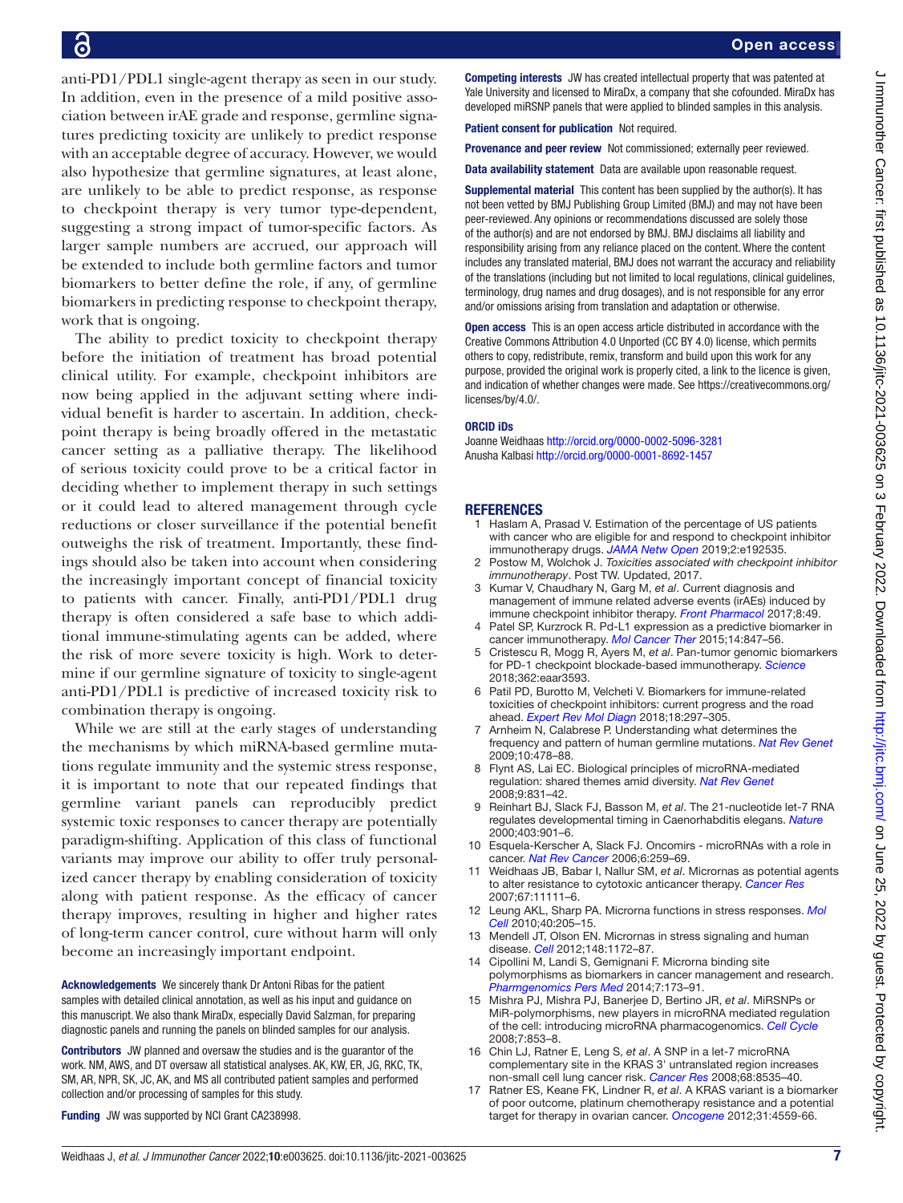anti-PD1/PDL1 single-agent therapy as seen in our study. In addition, even in the presence of a mild positive association between irAE grade and response, germline signatures predicting toxicity are unlikely to predict response with an acceptable degree of accuracy. However, we would also hypothesize that germline signatures, at least alone, are unlikely to be able to predict response, as response to checkpoint therapy is very tumor type-dependent, suggesting a strong impact of tumor-specific factors. As larger sample numbers are accrued, our approach will be extended to include both germline factors and tumor biomarkers to better define the role, if any, of germline biomarkers in predicting response to checkpoint therapy, work that is ongoing.

The ability to predict toxicity to checkpoint therapy before the initiation of treatment has broad potential clinical utility. For example, checkpoint inhibitors are now being applied in the adjuvant setting where individual benefit is harder to ascertain. In addition, checkpoint therapy is being broadly offered in the metastatic cancer setting as a palliative therapy. The likelihood of serious toxicity could prove to be a critical factor in deciding whether to implement therapy in such settings or it could lead to altered management through cycle reductions or closer surveillance if the potential benefit outweighs the risk of treatment. Importantly, these findings should also be taken into account when considering the increasingly important concept of financial toxicity to patients with cancer. Finally, anti-PD1/PDL1 drug therapy is often considered a safe base to which additional immune-stimulating agents can be added, where the risk of more severe toxicity is high. Work to determine if our germline signature of toxicity to single-agent anti-PD1/PDL1 is predictive of increased toxicity risk to combination therapy is ongoing.

While we are still at the early stages of understanding the mechanisms by which miRNA-based germline mutations regulate immunity and the systemic stress response, it is important to note that our repeated findings that germline variant panels can reproducibly predict systemic toxic responses to cancer therapy are potentially paradigm-shifting. Application of this class of functional variants may improve our ability to offer truly personalized cancer therapy by enabling consideration of toxicity along with patient response. As the efficacy of cancer therapy improves, resulting in higher and higher rates of long-term cancer control, cure without harm will only become an increasingly important endpoint.

**Acknowledgements** We sincerely thank Dr Antoni Ribas for the patient samples with detailed clinical annotation, as well as his input and guidance on this manuscript. We also thank MiraDx, especially David Salzman, for preparing diagnostic panels and running the panels on blinded samples for our analysis.

**Contributors** JW planned and oversaw the studies and is the guarantor of the work. NM, AWS, and DT oversaw all statistical analyses. AK, KW, ER, JG, RKC, TK, SM, AR, NPR, SK, JC, AK, and MS all contributed patient samples and performed collection and/or processing of samples for this study.

**Funding** JW was supported by NCI Grant CA238998.

**Competing interests** JW has created intellectual property that was patented at Yale University and licensed to MiraDx, a company that she cofounded. MiraDx has developed miRSNP panels that were applied to blinded samples in this analysis.

**Patient consent for publication** Not required.

**Provenance and peer review** Not commissioned; externally peer reviewed.

**Data availability statement** Data are available upon reasonable request.

**Supplemental material** This content has been supplied by the author(s). It has not been vetted by BMJ Publishing Group Limited (BMJ) and may not have been peer-reviewed. Any opinions or recommendations discussed are solely those of the author(s) and are not endorsed by BMJ. BMJ disclaims all liability and responsibility arising from any reliance placed on the content. Where the content includes any translated material, BMJ does not warrant the accuracy and reliability of the translations (including but not limited to local regulations, clinical guidelines, terminology, drug names and drug dosages), and is not responsible for any error and/or omissions arising from translation and adaptation or otherwise.

**Open access** This is an open access article distributed in accordance with the Creative Commons Attribution 4.0 Unported (CC BY 4.0) license, which permits others to copy, redistribute, remix, transform and build upon this work for any purpose, provided the original work is properly cited, a link to the licence is given, and indication of whether changes were made. See https://creativecommons.org/licenses/by/4.0/.

**ORCID iDs**

Joanne Weidhaas http://orcid.org/0000-0002-5096-3281
Anusha Kalbasi http://orcid.org/0000-0001-8692-1457

## REFERENCES

1. Haslam A, Prasad V. Estimation of the percentage of US patients with cancer who are eligible for and respond to checkpoint inhibitor immunotherapy drugs. *JAMA Netw Open* 2019;2:e192535.
2. Postow M, Wolchok J. *Toxicities associated with checkpoint inhibitor immunotherapy*. Post TW. Updated, 2017.
3. Kumar V, Chaudhary N, Garg M, *et al*. Current diagnosis and management of immune related adverse events (irAEs) induced by immune checkpoint inhibitor therapy. *Front Pharmacol* 2017;8:49.
4. Patel SP, Kurzrock R. Pd-L1 expression as a predictive biomarker in cancer immunotherapy. *Mol Cancer Ther* 2015;14:847–56.
5. Cristescu R, Mogg R, Ayers M, *et al*. Pan-tumor genomic biomarkers for PD-1 checkpoint blockade-based immunotherapy. *Science* 2018;362:eaar3593.
6. Patil PD, Burotto M, Velcheti V. Biomarkers for immune-related toxicities of checkpoint inhibitors: current progress and the road ahead. *Expert Rev Mol Diagn* 2018;18:297–305.
7. Arnheim N, Calabrese P. Understanding what determines the frequency and pattern of human germline mutations. *Nat Rev Genet* 2009;10:478–88.
8. Flynt AS, Lai EC. Biological principles of microRNA-mediated regulation: shared themes amid diversity. *Nat Rev Genet* 2008;9:831–42.
9. Reinhart BJ, Slack FJ, Basson M, *et al*. The 21-nucleotide let-7 RNA regulates developmental timing in Caenorhabditis elegans. *Nature* 2000;403:901–6.
10. Esquela-Kerscher A, Slack FJ. Oncomirs - microRNAs with a role in cancer. *Nat Rev Cancer* 2006;6:259–69.
11. Weidhaas JB, Babar I, Nallur SM, *et al*. Micrornas as potential agents to alter resistance to cytotoxic anticancer therapy. *Cancer Res* 2007;67:11111–6.
12. Leung AKL, Sharp PA. Microrna functions in stress responses. *Mol Cell* 2010;40:205–15.
13. Mendell JT, Olson EN. Micrornas in stress signaling and human disease. *Cell* 2012;148:1172–87.
14. Cipollini M, Landi S, Gemignani F. Microrna binding site polymorphisms as biomarkers in cancer management and research. *Pharmgenomics Pers Med* 2014;7:173–91.
15. Mishra PJ, Mishra PJ, Banerjee D, Bertino JR, *et al*. MiRSNPs or MiR-polymorphisms, new players in microRNA mediated regulation of the cell: introducing microRNA pharmacogenomics. *Cell Cycle* 2008;7:853–8.
16. Chin LJ, Ratner E, Leng S, *et al*. A SNP in a let-7 microRNA complementary site in the KRAS 3' untranslated region increases non-small cell lung cancer risk. *Cancer Res* 2008;68:8535–40.
17. Ratner ES, Keane FK, Lindner R, *et al*. A KRAS variant is a biomarker of poor outcome, platinum chemotherapy resistance and a potential target for therapy in ovarian cancer. *Oncogene* 2012;31:4559-66.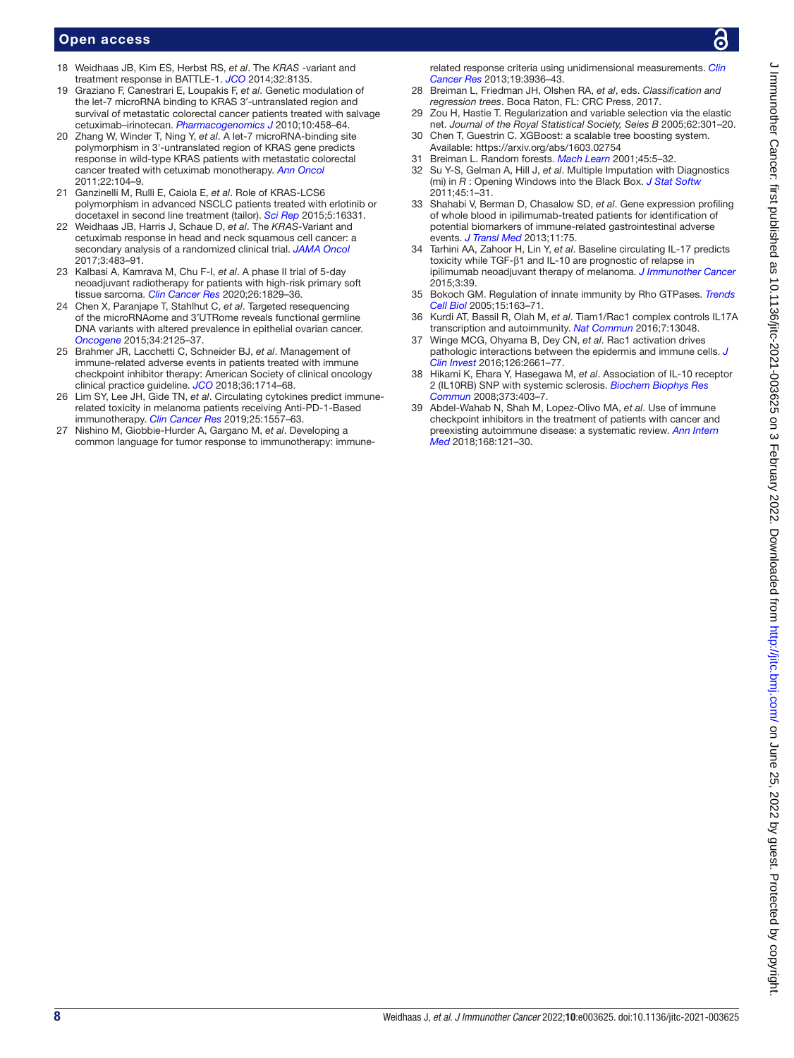18 Weidhaas JB, Kim ES, Herbst RS, *et al*. The *KRAS* -variant and treatment response in BATTLE-1. *JCO* 2014;32:8135.
19 Graziano F, Canestrari E, Loupakis F, *et al*. Genetic modulation of the let-7 microRNA binding to KRAS 3′-untranslated region and survival of metastatic colorectal cancer patients treated with salvage cetuximab–irinotecan. *Pharmacogenomics J* 2010;10:458–64.
20 Zhang W, Winder T, Ning Y, *et al*. A let-7 microRNA-binding site polymorphism in 3'-untranslated region of KRAS gene predicts response in wild-type KRAS patients with metastatic colorectal cancer treated with cetuximab monotherapy. *Ann Oncol* 2011;22:104–9.
21 Ganzinelli M, Rulli E, Caiola E, *et al*. Role of KRAS-LCS6 polymorphism in advanced NSCLC patients treated with erlotinib or docetaxel in second line treatment (tailor). *Sci Rep* 2015;5:16331.
22 Weidhaas JB, Harris J, Schaue D, *et al*. The *KRAS*-Variant and cetuximab response in head and neck squamous cell cancer: a secondary analysis of a randomized clinical trial. *JAMA Oncol* 2017;3:483–91.
23 Kalbasi A, Kamrava M, Chu F-I, *et al*. A phase II trial of 5-day neoadjuvant radiotherapy for patients with high-risk primary soft tissue sarcoma. *Clin Cancer Res* 2020;26:1829–36.
24 Chen X, Paranjape T, Stahlhut C, *et al*. Targeted resequencing of the microRNAome and 3′UTRome reveals functional germline DNA variants with altered prevalence in epithelial ovarian cancer. *Oncogene* 2015;34:2125–37.
25 Brahmer JR, Lacchetti C, Schneider BJ, *et al*. Management of immune-related adverse events in patients treated with immune checkpoint inhibitor therapy: American Society of clinical oncology clinical practice guideline. *JCO* 2018;36:1714–68.
26 Lim SY, Lee JH, Gide TN, *et al*. Circulating cytokines predict immune-related toxicity in melanoma patients receiving Anti-PD-1-Based immunotherapy. *Clin Cancer Res* 2019;25:1557–63.
27 Nishino M, Giobbie-Hurder A, Gargano M, *et al*. Developing a common language for tumor response to immunotherapy: immune-related response criteria using unidimensional measurements. *Clin Cancer Res* 2013;19:3936–43.
28 Breiman L, Friedman JH, Olshen RA, *et al*, eds. *Classification and regression trees*. Boca Raton, FL: CRC Press, 2017.
29 Zou H, Hastie T. Regularization and variable selection via the elastic net. *Journal of the Royal Statistical Society, Seies B* 2005;62:301–20.
30 Chen T, Guestrin C. XGBoost: a scalable tree boosting system. Available: https://arxiv.org/abs/1603.02754
31 Breiman L. Random forests. *Mach Learn* 2001;45:5–32.
32 Su Y-S, Gelman A, Hill J, *et al*. Multiple Imputation with Diagnostics (mi) in *R* : Opening Windows into the Black Box. *J Stat Softw* 2011;45:1–31.
33 Shahabi V, Berman D, Chasalow SD, *et al*. Gene expression profiling of whole blood in ipilimumab-treated patients for identification of potential biomarkers of immune-related gastrointestinal adverse events. *J Transl Med* 2013;11:75.
34 Tarhini AA, Zahoor H, Lin Y, *et al*. Baseline circulating IL-17 predicts toxicity while TGF-β1 and IL-10 are prognostic of relapse in ipilimumab neoadjuvant therapy of melanoma. *J Immunother Cancer* 2015;3:39.
35 Bokoch GM. Regulation of innate immunity by Rho GTPases. *Trends Cell Biol* 2005;15:163–71.
36 Kurdi AT, Bassil R, Olah M, *et al*. Tiam1/Rac1 complex controls IL17A transcription and autoimmunity. *Nat Commun* 2016;7:13048.
37 Winge MCG, Ohyama B, Dey CN, *et al*. Rac1 activation drives pathologic interactions between the epidermis and immune cells. *J Clin Invest* 2016;126:2661–77.
38 Hikami K, Ehara Y, Hasegawa M, *et al*. Association of IL-10 receptor 2 (IL10RB) SNP with systemic sclerosis. *Biochem Biophys Res Commun* 2008;373:403–7.
39 Abdel-Wahab N, Shah M, Lopez-Olivo MA, *et al*. Use of immune checkpoint inhibitors in the treatment of patients with cancer and preexisting autoimmune disease: a systematic review. *Ann Intern Med* 2018;168:121–30.